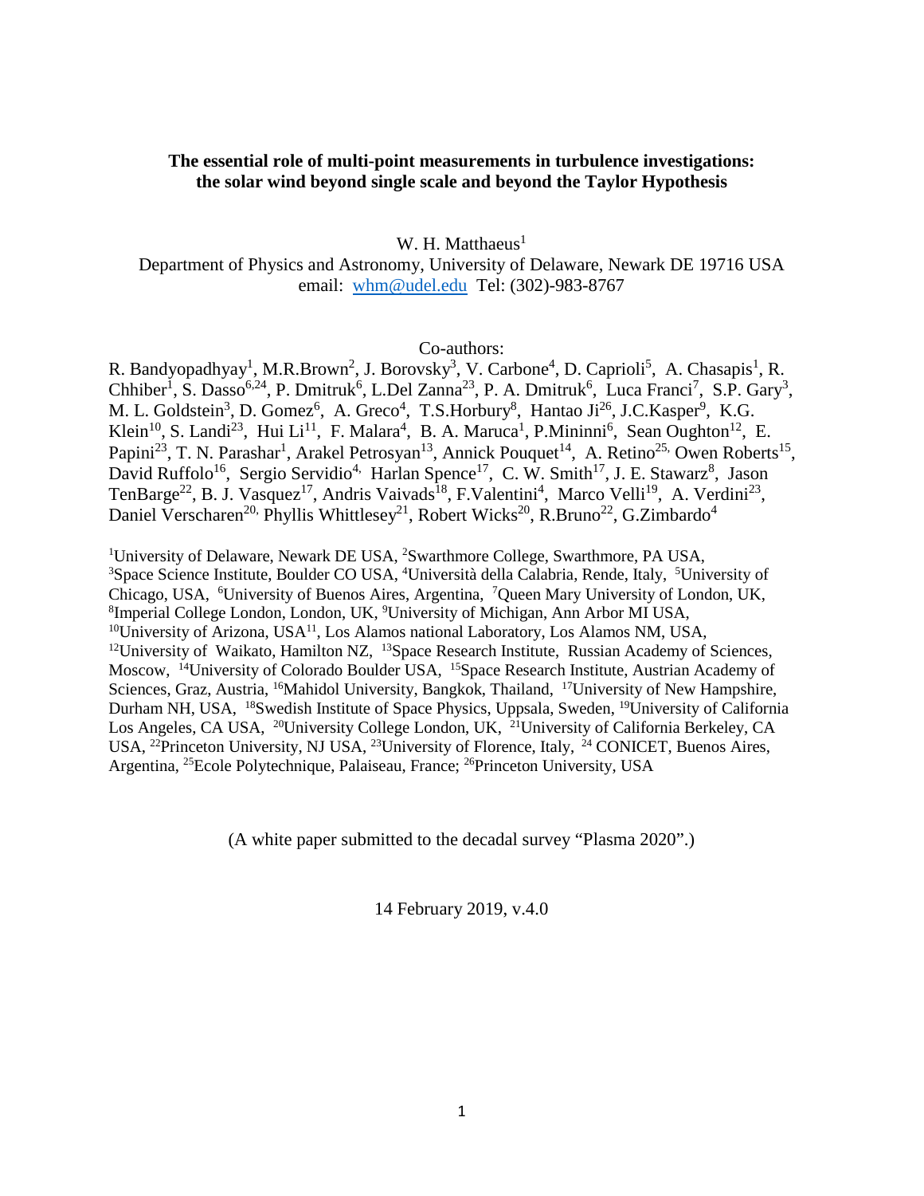**The essential role of multi-point measurements in turbulence investigations: the solar wind beyond single scale and beyond the Taylor Hypothesis**

W. H. Matthaeus[1]

Department of Physics and Astronomy, University of Delaware, Newark DE 19716 USA

email: whm@udel.edu Tel: (302)-983-8767

Co-authors:

R. Bandyopadhyay[1], M.R.Brown[2], J. Borovsky[3], V. Carbone[4], D. Caprioli[5], A. Chasapis[1], R. Chhiber[1], S. Dasso[6,24], P. Dmitruk[6], L.Del Zanna[23], P. A. Dmitruk[6], Luca Franci[7], S.P. Gary[3], M. L. Goldstein[3], D. Gomez[6], A. Greco[4], T.S.Horbury[8], Hantao Ji[26], J.C.Kasper[9], K.G. Klein[10], S. Landi[23], Hui Li[11], F. Malara[4], B. A. Maruca[1], P.Mininni[6], Sean Oughton[12], E. Papini[23], T. N. Parashar[1], Arakel Petrosyan[13], Annick Pouquet[14], A. Retino[25], Owen Roberts[15], David Ruffolo[16], Sergio Servidio[4], Harlan Spence[17], C. W. Smith[17], J. E. Stawarz[8], Jason TenBarge[22], B. J. Vasquez[17], Andris Vaivads[18], F.Valentini[4], Marco Velli[19], A. Verdini[23], Daniel Verscharen[20], Phyllis Whittlesey[21], Robert Wicks[20], R.Bruno[22], G.Zimbardo[4]

[1]University of Delaware, Newark DE USA, [2]Swarthmore College, Swarthmore, PA USA, [3]Space Science Institute, Boulder CO USA, [4]Università della Calabria, Rende, Italy, [5]University of Chicago, USA, [6]University of Buenos Aires, Argentina, [7]Queen Mary University of London, UK, [8]Imperial College London, London, UK, [9]University of Michigan, Ann Arbor MI USA, [10]University of Arizona, USA[11], Los Alamos national Laboratory, Los Alamos NM, USA, [12]University of Waikato, Hamilton NZ, [13]Space Research Institute, Russian Academy of Sciences, Moscow, [14]University of Colorado Boulder USA, [15]Space Research Institute, Austrian Academy of Sciences, Graz, Austria, [16]Mahidol University, Bangkok, Thailand, [17]University of New Hampshire, Durham NH, USA, [18]Swedish Institute of Space Physics, Uppsala, Sweden, [19]University of California Los Angeles, CA USA, [20]University College London, UK, [21]University of California Berkeley, CA USA, [22]Princeton University, NJ USA, [23]University of Florence, Italy, [24] CONICET, Buenos Aires, Argentina, [25]Ecole Polytechnique, Palaiseau, France; [26]Princeton University, USA

(A white paper submitted to the decadal survey "Plasma 2020".)

14 February 2019, v.4.0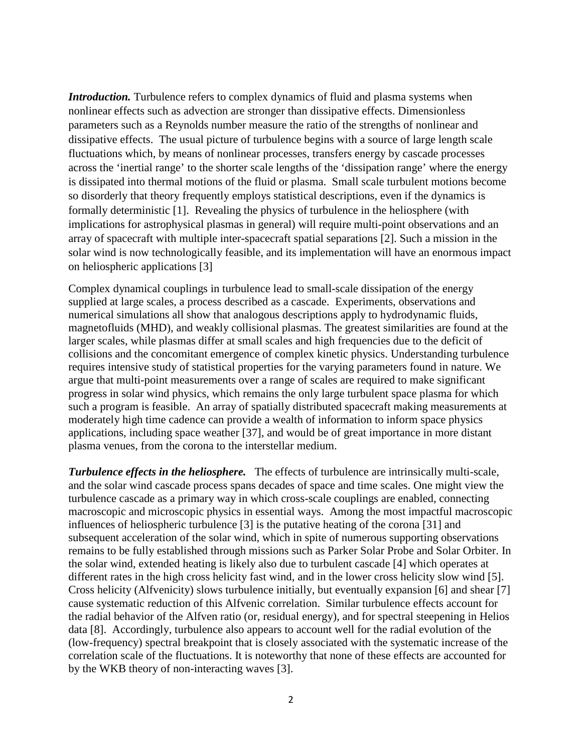***Introduction.*** Turbulence refers to complex dynamics of fluid and plasma systems when nonlinear effects such as advection are stronger than dissipative effects. Dimensionless parameters such as a Reynolds number measure the ratio of the strengths of nonlinear and dissipative effects. The usual picture of turbulence begins with a source of large length scale fluctuations which, by means of nonlinear processes, transfers energy by cascade processes across the 'inertial range' to the shorter scale lengths of the 'dissipation range' where the energy is dissipated into thermal motions of the fluid or plasma. Small scale turbulent motions become so disorderly that theory frequently employs statistical descriptions, even if the dynamics is formally deterministic [1]. Revealing the physics of turbulence in the heliosphere (with implications for astrophysical plasmas in general) will require multi-point observations and an array of spacecraft with multiple inter-spacecraft spatial separations [2]. Such a mission in the solar wind is now technologically feasible, and its implementation will have an enormous impact on heliospheric applications [3]

Complex dynamical couplings in turbulence lead to small-scale dissipation of the energy supplied at large scales, a process described as a cascade. Experiments, observations and numerical simulations all show that analogous descriptions apply to hydrodynamic fluids, magnetofluids (MHD), and weakly collisional plasmas. The greatest similarities are found at the larger scales, while plasmas differ at small scales and high frequencies due to the deficit of collisions and the concomitant emergence of complex kinetic physics. Understanding turbulence requires intensive study of statistical properties for the varying parameters found in nature. We argue that multi-point measurements over a range of scales are required to make significant progress in solar wind physics, which remains the only large turbulent space plasma for which such a program is feasible. An array of spatially distributed spacecraft making measurements at moderately high time cadence can provide a wealth of information to inform space physics applications, including space weather [37], and would be of great importance in more distant plasma venues, from the corona to the interstellar medium.

***Turbulence effects in the heliosphere.*** The effects of turbulence are intrinsically multi-scale, and the solar wind cascade process spans decades of space and time scales. One might view the turbulence cascade as a primary way in which cross-scale couplings are enabled, connecting macroscopic and microscopic physics in essential ways. Among the most impactful macroscopic influences of heliospheric turbulence [3] is the putative heating of the corona [31] and subsequent acceleration of the solar wind, which in spite of numerous supporting observations remains to be fully established through missions such as Parker Solar Probe and Solar Orbiter. In the solar wind, extended heating is likely also due to turbulent cascade [4] which operates at different rates in the high cross helicity fast wind, and in the lower cross helicity slow wind [5]. Cross helicity (Alfvenicity) slows turbulence initially, but eventually expansion [6] and shear [7] cause systematic reduction of this Alfvenic correlation. Similar turbulence effects account for the radial behavior of the Alfven ratio (or, residual energy), and for spectral steepening in Helios data [8]. Accordingly, turbulence also appears to account well for the radial evolution of the (low-frequency) spectral breakpoint that is closely associated with the systematic increase of the correlation scale of the fluctuations. It is noteworthy that none of these effects are accounted for by the WKB theory of non-interacting waves [3].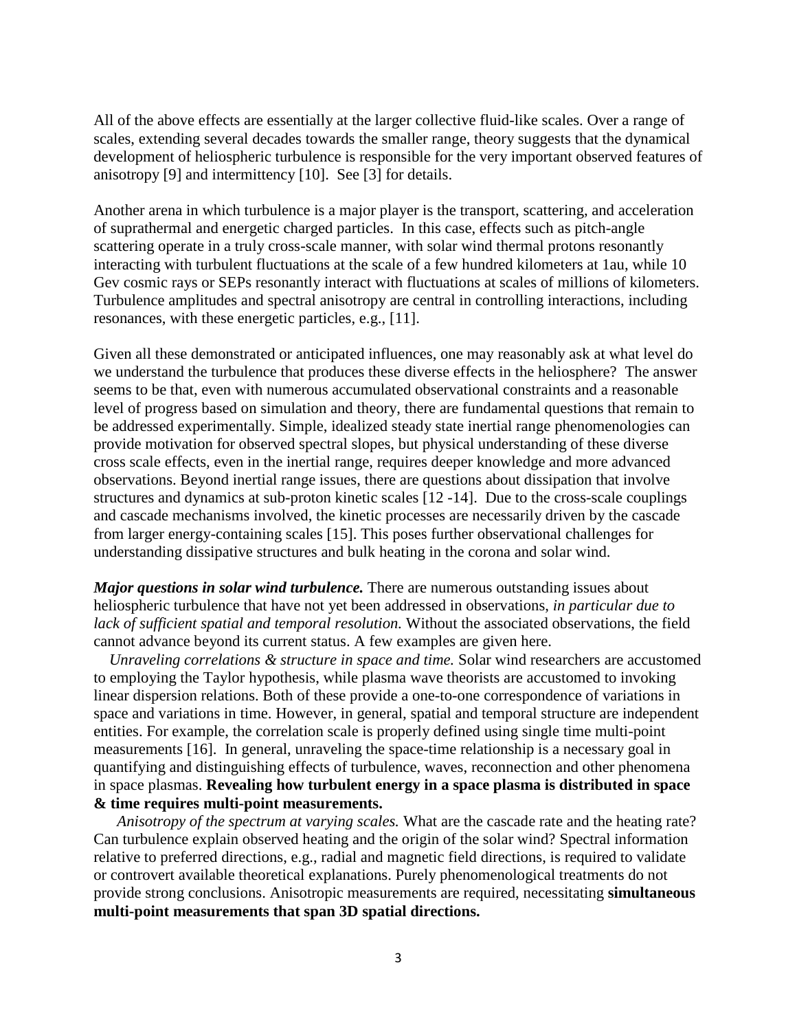All of the above effects are essentially at the larger collective fluid-like scales. Over a range of scales, extending several decades towards the smaller range, theory suggests that the dynamical development of heliospheric turbulence is responsible for the very important observed features of anisotropy [9] and intermittency [10]. See [3] for details.

Another arena in which turbulence is a major player is the transport, scattering, and acceleration of suprathermal and energetic charged particles. In this case, effects such as pitch-angle scattering operate in a truly cross-scale manner, with solar wind thermal protons resonantly interacting with turbulent fluctuations at the scale of a few hundred kilometers at 1au, while 10 Gev cosmic rays or SEPs resonantly interact with fluctuations at scales of millions of kilometers. Turbulence amplitudes and spectral anisotropy are central in controlling interactions, including resonances, with these energetic particles, e.g., [11].

Given all these demonstrated or anticipated influences, one may reasonably ask at what level do we understand the turbulence that produces these diverse effects in the heliosphere? The answer seems to be that, even with numerous accumulated observational constraints and a reasonable level of progress based on simulation and theory, there are fundamental questions that remain to be addressed experimentally. Simple, idealized steady state inertial range phenomenologies can provide motivation for observed spectral slopes, but physical understanding of these diverse cross scale effects, even in the inertial range, requires deeper knowledge and more advanced observations. Beyond inertial range issues, there are questions about dissipation that involve structures and dynamics at sub-proton kinetic scales [12 -14]. Due to the cross-scale couplings and cascade mechanisms involved, the kinetic processes are necessarily driven by the cascade from larger energy-containing scales [15]. This poses further observational challenges for understanding dissipative structures and bulk heating in the corona and solar wind.

***Major questions in solar wind turbulence.*** There are numerous outstanding issues about heliospheric turbulence that have not yet been addressed in observations, *in particular due to lack of sufficient spatial and temporal resolution.* Without the associated observations, the field cannot advance beyond its current status. A few examples are given here.

*Unraveling correlations & structure in space and time.* Solar wind researchers are accustomed to employing the Taylor hypothesis, while plasma wave theorists are accustomed to invoking linear dispersion relations. Both of these provide a one-to-one correspondence of variations in space and variations in time. However, in general, spatial and temporal structure are independent entities. For example, the correlation scale is properly defined using single time multi-point measurements [16]. In general, unraveling the space-time relationship is a necessary goal in quantifying and distinguishing effects of turbulence, waves, reconnection and other phenomena in space plasmas. **Revealing how turbulent energy in a space plasma is distributed in space & time requires multi-point measurements.**

*Anisotropy of the spectrum at varying scales.* What are the cascade rate and the heating rate? Can turbulence explain observed heating and the origin of the solar wind? Spectral information relative to preferred directions, e.g., radial and magnetic field directions, is required to validate or controvert available theoretical explanations. Purely phenomenological treatments do not provide strong conclusions. Anisotropic measurements are required, necessitating **simultaneous multi-point measurements that span 3D spatial directions.**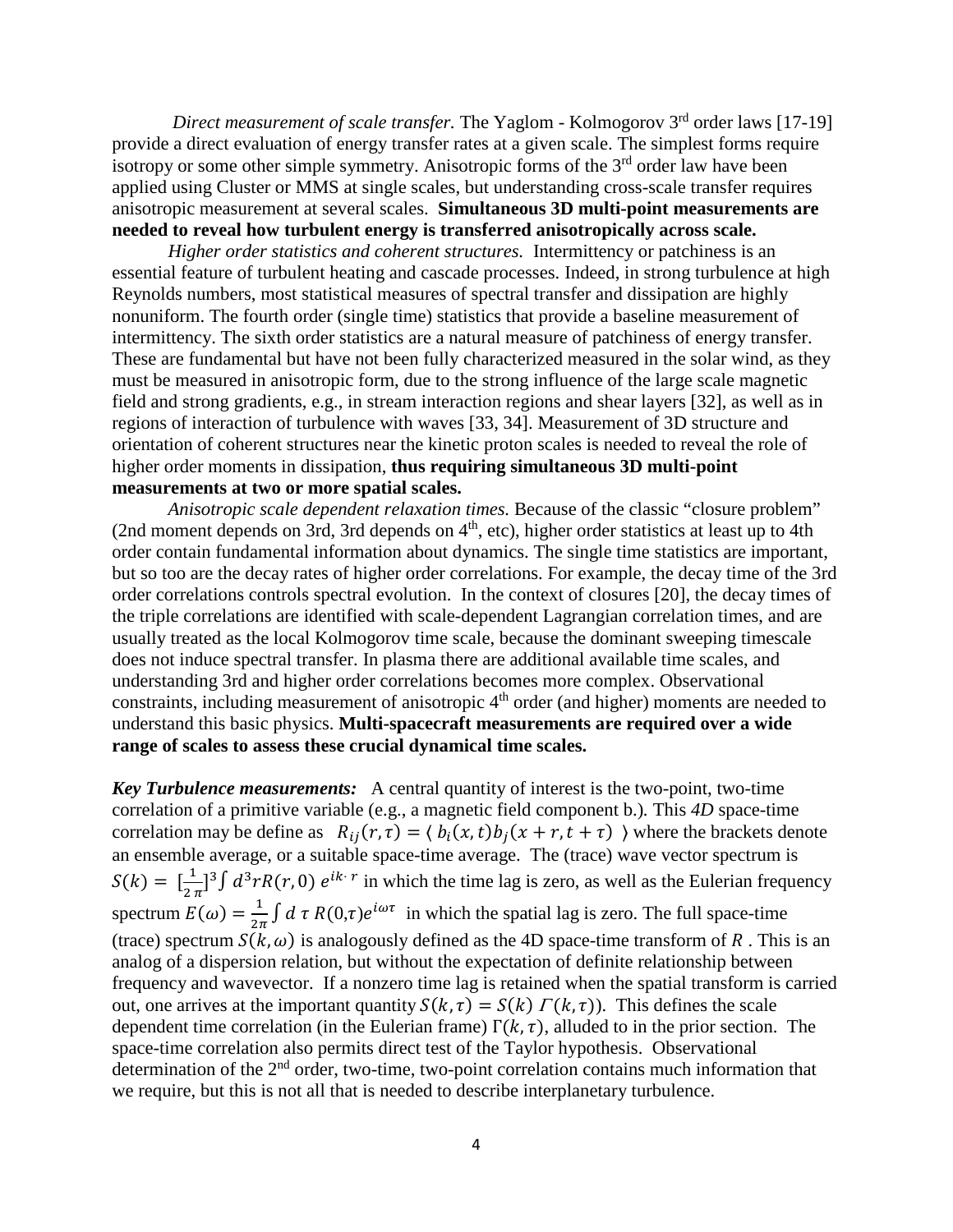*Direct measurement of scale transfer.* The Yaglom - Kolmogorov 3rd order laws [17-19] provide a direct evaluation of energy transfer rates at a given scale. The simplest forms require isotropy or some other simple symmetry. Anisotropic forms of the 3rd order law have been applied using Cluster or MMS at single scales, but understanding cross-scale transfer requires anisotropic measurement at several scales. **Simultaneous 3D multi-point measurements are needed to reveal how turbulent energy is transferred anisotropically across scale.**

*Higher order statistics and coherent structures.* Intermittency or patchiness is an essential feature of turbulent heating and cascade processes. Indeed, in strong turbulence at high Reynolds numbers, most statistical measures of spectral transfer and dissipation are highly nonuniform. The fourth order (single time) statistics that provide a baseline measurement of intermittency. The sixth order statistics are a natural measure of patchiness of energy transfer. These are fundamental but have not been fully characterized measured in the solar wind, as they must be measured in anisotropic form, due to the strong influence of the large scale magnetic field and strong gradients, e.g., in stream interaction regions and shear layers [32], as well as in regions of interaction of turbulence with waves [33, 34]. Measurement of 3D structure and orientation of coherent structures near the kinetic proton scales is needed to reveal the role of higher order moments in dissipation, **thus requiring simultaneous 3D multi-point measurements at two or more spatial scales.**

*Anisotropic scale dependent relaxation times.* Because of the classic "closure problem" (2nd moment depends on 3rd, 3rd depends on 4th, etc), higher order statistics at least up to 4th order contain fundamental information about dynamics. The single time statistics are important, but so too are the decay rates of higher order correlations. For example, the decay time of the 3rd order correlations controls spectral evolution. In the context of closures [20], the decay times of the triple correlations are identified with scale-dependent Lagrangian correlation times, and are usually treated as the local Kolmogorov time scale, because the dominant sweeping timescale does not induce spectral transfer. In plasma there are additional available time scales, and understanding 3rd and higher order correlations becomes more complex. Observational constraints, including measurement of anisotropic 4th order (and higher) moments are needed to understand this basic physics. **Multi-spacecraft measurements are required over a wide range of scales to assess these crucial dynamical time scales.**

***Key Turbulence measurements:*** A central quantity of interest is the two-point, two-time correlation of a primitive variable (e.g., a magnetic field component b.). This *4D* space-time correlation may be define as $R_{ij}(r,\tau) = \langle\, b_i(x,t) b_j(x+r, t+\tau)\ \rangle$ where the brackets denote an ensemble average, or a suitable space-time average. The (trace) wave vector spectrum is $S(k) = [\frac{1}{2\,\pi}]^3 \int d^3r R(r,0)\, e^{ik\cdot\, r}$ in which the time lag is zero, as well as the Eulerian frequency spectrum $E(\omega) = \frac{1}{2\pi}\int d\ \tau\ R(0,\tau) e^{i\omega\tau}$ in which the spatial lag is zero. The full space-time (trace) spectrum $S(k,\omega)$ is analogously defined as the 4D space-time transform of $R$ . This is an analog of a dispersion relation, but without the expectation of definite relationship between frequency and wavevector. If a nonzero time lag is retained when the spatial transform is carried out, one arrives at the important quantity $S(k,\tau) = S(k)\ \Gamma(k,\tau)$). This defines the scale dependent time correlation (in the Eulerian frame) $\Gamma(k,\tau)$, alluded to in the prior section. The space-time correlation also permits direct test of the Taylor hypothesis. Observational determination of the 2nd order, two-time, two-point correlation contains much information that we require, but this is not all that is needed to describe interplanetary turbulence.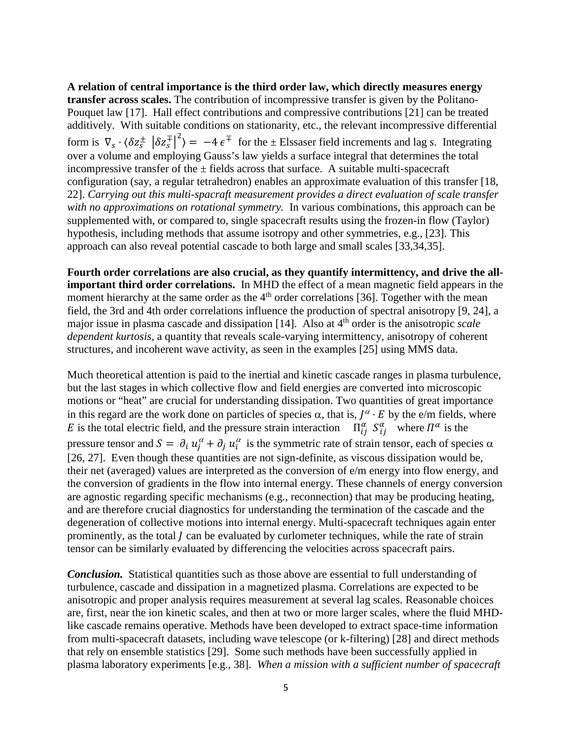**A relation of central importance is the third order law, which directly measures energy transfer across scales.** The contribution of incompressive transfer is given by the Politano-Pouquet law [17]. Hall effect contributions and compressive contributions [21] can be treated additively. With suitable conditions on stationarity, etc., the relevant incompressive differential form is $\nabla_s \cdot \langle \delta z_s^{\pm} \, |\delta z_s^{\mp}|^2 \rangle = -4\,\epsilon^{\mp}$ for the ± Elssaser field increments and lag *s*. Integrating over a volume and employing Gauss's law yields a surface integral that determines the total incompressive transfer of the ± fields across that surface. A suitable multi-spacecraft configuration (say, a regular tetrahedron) enables an approximate evaluation of this transfer [18, 22]. *Carrying out this multi-spacraft measurement provides a direct evaluation of scale transfer with no approximations on rotational symmetry.* In various combinations, this approach can be supplemented with, or compared to, single spacecraft results using the frozen-in flow (Taylor) hypothesis, including methods that assume isotropy and other symmetries, e.g., [23]. This approach can also reveal potential cascade to both large and small scales [33,34,35].

**Fourth order correlations are also crucial, as they quantify intermittency, and drive the all-important third order correlations.** In MHD the effect of a mean magnetic field appears in the moment hierarchy at the same order as the $4^{th}$ order correlations [36]. Together with the mean field, the 3rd and 4th order correlations influence the production of spectral anisotropy [9, 24], a major issue in plasma cascade and dissipation [14]. Also at $4^{th}$ order is the anisotropic *scale dependent kurtosis*, a quantity that reveals scale-varying intermittency, anisotropy of coherent structures, and incoherent wave activity, as seen in the examples [25] using MMS data.

Much theoretical attention is paid to the inertial and kinetic cascade ranges in plasma turbulence, but the last stages in which collective flow and field energies are converted into microscopic motions or "heat" are crucial for understanding dissipation. Two quantities of great importance in this regard are the work done on particles of species α, that is, $J^{\alpha} \cdot E$ by the e/m fields, where $E$ is the total electric field, and the pressure strain interaction $\Pi_{ij}^{\alpha}\ S_{ij}^{\alpha}$ where $\Pi^{\alpha}$ is the pressure tensor and $S = \partial_i\, u_j^{\alpha} + \partial_j\, u_i^{\alpha}$ is the symmetric rate of strain tensor, each of species α [26, 27]. Even though these quantities are not sign-definite, as viscous dissipation would be, their net (averaged) values are interpreted as the conversion of e/m energy into flow energy, and the conversion of gradients in the flow into internal energy. These channels of energy conversion are agnostic regarding specific mechanisms (e.g., reconnection) that may be producing heating, and are therefore crucial diagnostics for understanding the termination of the cascade and the degeneration of collective motions into internal energy. Multi-spacecraft techniques again enter prominently, as the total $J$ can be evaluated by curlometer techniques, while the rate of strain tensor can be similarly evaluated by differencing the velocities across spacecraft pairs.

***Conclusion.*** Statistical quantities such as those above are essential to full understanding of turbulence, cascade and dissipation in a magnetized plasma. Correlations are expected to be anisotropic and proper analysis requires measurement at several lag scales. Reasonable choices are, first, near the ion kinetic scales, and then at two or more larger scales, where the fluid MHD-like cascade remains operative. Methods have been developed to extract space-time information from multi-spacecraft datasets, including wave telescope (or k-filtering) [28] and direct methods that rely on ensemble statistics [29]. Some such methods have been successfully applied in plasma laboratory experiments [e.g., 38]. *When a mission with a sufficient number of spacecraft*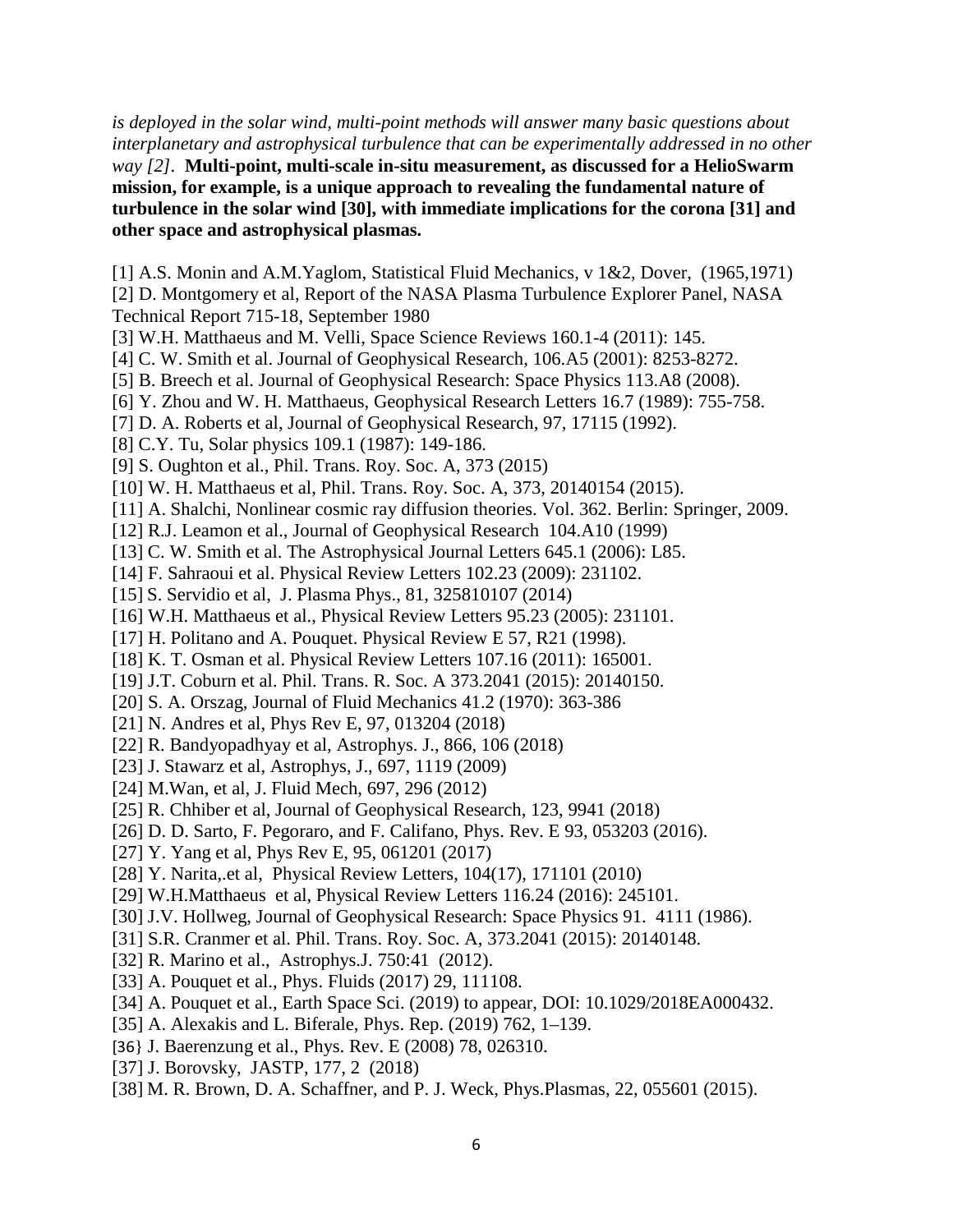*is deployed in the solar wind, multi-point methods will answer many basic questions about interplanetary and astrophysical turbulence that can be experimentally addressed in no other way [2].* **Multi-point, multi-scale in-situ measurement, as discussed for a HelioSwarm mission, for example, is a unique approach to revealing the fundamental nature of turbulence in the solar wind [30], with immediate implications for the corona [31] and other space and astrophysical plasmas.**

[1] A.S. Monin and A.M.Yaglom, Statistical Fluid Mechanics, v 1&2, Dover, (1965,1971)
[2] D. Montgomery et al, Report of the NASA Plasma Turbulence Explorer Panel, NASA Technical Report 715-18, September 1980
[3] W.H. Matthaeus and M. Velli, Space Science Reviews 160.1-4 (2011): 145.
[4] C. W. Smith et al. Journal of Geophysical Research, 106.A5 (2001): 8253-8272.
[5] B. Breech et al. Journal of Geophysical Research: Space Physics 113.A8 (2008).
[6] Y. Zhou and W. H. Matthaeus, Geophysical Research Letters 16.7 (1989): 755-758.
[7] D. A. Roberts et al, Journal of Geophysical Research, 97, 17115 (1992).
[8] C.Y. Tu, Solar physics 109.1 (1987): 149-186.
[9] S. Oughton et al., Phil. Trans. Roy. Soc. A, 373 (2015)
[10] W. H. Matthaeus et al, Phil. Trans. Roy. Soc. A, 373, 20140154 (2015).
[11] A. Shalchi, Nonlinear cosmic ray diffusion theories. Vol. 362. Berlin: Springer, 2009.
[12] R.J. Leamon et al., Journal of Geophysical Research 104.A10 (1999)
[13] C. W. Smith et al. The Astrophysical Journal Letters 645.1 (2006): L85.
[14] F. Sahraoui et al. Physical Review Letters 102.23 (2009): 231102.
[15] S. Servidio et al, J. Plasma Phys., 81, 325810107 (2014)
[16] W.H. Matthaeus et al., Physical Review Letters 95.23 (2005): 231101.
[17] H. Politano and A. Pouquet. Physical Review E 57, R21 (1998).
[18] K. T. Osman et al. Physical Review Letters 107.16 (2011): 165001.
[19] J.T. Coburn et al. Phil. Trans. R. Soc. A 373.2041 (2015): 20140150.
[20] S. A. Orszag, Journal of Fluid Mechanics 41.2 (1970): 363-386
[21] N. Andres et al, Phys Rev E, 97, 013204 (2018)
[22] R. Bandyopadhyay et al, Astrophys. J., 866, 106 (2018)
[23] J. Stawarz et al, Astrophys, J., 697, 1119 (2009)
[24] M.Wan, et al, J. Fluid Mech, 697, 296 (2012)
[25] R. Chhiber et al, Journal of Geophysical Research, 123, 9941 (2018)
[26] D. D. Sarto, F. Pegoraro, and F. Califano, Phys. Rev. E 93, 053203 (2016).
[27] Y. Yang et al, Phys Rev E, 95, 061201 (2017)
[28] Y. Narita,.et al, Physical Review Letters, 104(17), 171101 (2010)
[29] W.H.Matthaeus et al, Physical Review Letters 116.24 (2016): 245101.
[30] J.V. Hollweg, Journal of Geophysical Research: Space Physics 91. 4111 (1986).
[31] S.R. Cranmer et al. Phil. Trans. Roy. Soc. A, 373.2041 (2015): 20140148.
[32] R. Marino et al., Astrophys.J. 750:41 (2012).
[33] A. Pouquet et al., Phys. Fluids (2017) 29, 111108.
[34] A. Pouquet et al., Earth Space Sci. (2019) to appear, DOI: 10.1029/2018EA000432.
[35] A. Alexakis and L. Biferale, Phys. Rep. (2019) 762, 1–139.
[36} J. Baerenzung et al., Phys. Rev. E (2008) 78, 026310.
[37] J. Borovsky, JASTP, 177, 2 (2018)
[38] M. R. Brown, D. A. Schaffner, and P. J. Weck, Phys.Plasmas, 22, 055601 (2015).